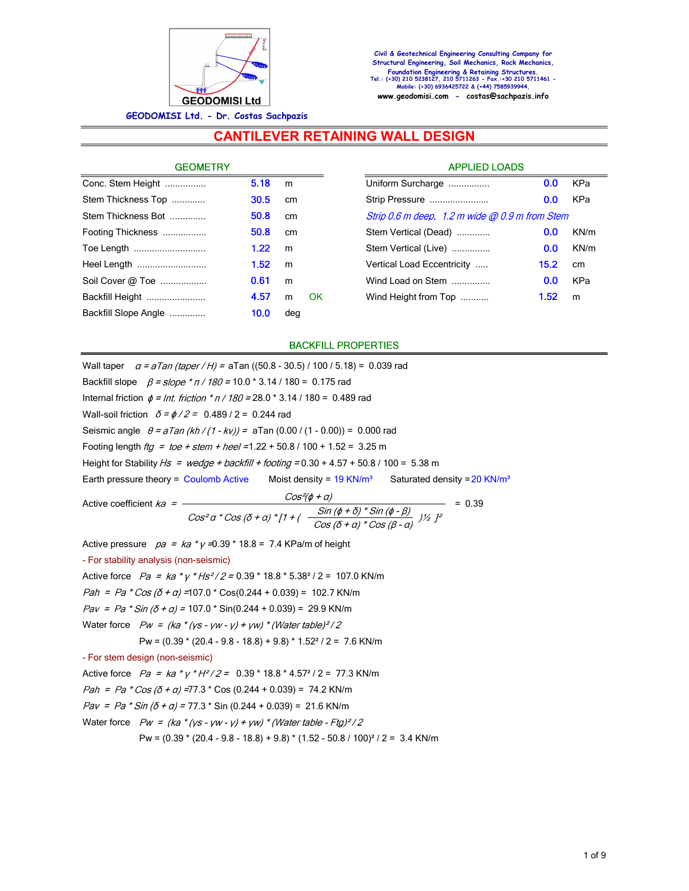GEODOMISI Ltd

**GEODOMISI Ltd. - Dr. Costas Sachpazis**

Civil & Geotechnical Engineering Consulting Company for Structural Engineering, Soil Mechanics, Rock Mechanics, Foundation Engineering & Retaining Structures.
Tel.: (+30) 210 5238127, 210 5711263 - Fax.:+30 210 5711461 - Mobile: (+30) 6936425722 & (+44) 7585939944,
**www.geodomisi.com - costas@sachpazis.info**

# CANTILEVER RETAINING WALL DESIGN

## GEOMETRY

| | | | |
|---|---|---|---|
| Conc. Stem Height ................ | 5.18 | m | |
| Stem Thickness Top ............ | 30.5 | cm | |
| Stem Thickness Bot ............. | 50.8 | cm | |
| Footing Thickness ................ | 50.8 | cm | |
| Toe Length ............................ | 1.22 | m | |
| Heel Length ........................... | 1.52 | m | |
| Soil Cover @ Toe .................. | 0.61 | m | |
| Backfill Height ....................... | 4.57 | m | OK |
| Backfill Slope Angle ............. | 10.0 | deg | |

## APPLIED LOADS

| | | |
|---|---|---|
| Uniform Surcharge ............... | 0.0 | KPa |
| Strip Pressure ....................... | 0.0 | KPa |
| *Strip 0.6 m deep, 1.2 m wide @ 0.9 m from Stem* | | |
| Stem Vertical (Dead) ............ | 0.0 | KN/m |
| Stem Vertical (Live) .............. | 0.0 | KN/m |
| Vertical Load Eccentricity ..... | 15.2 | cm |
| Wind Load on Stem .............. | 0.0 | KPa |
| Wind Height from Top ........... | 1.52 | m |

## BACKFILL PROPERTIES

Wall taper $\alpha = aTan\ (taper\ /\ H) =$ aTan ((50.8 - 30.5) / 100 / 5.18) = 0.039 rad

Backfill slope $\beta = slope * \pi / 180 =$ 10.0 * 3.14 / 180 = 0.175 rad

Internal friction $\phi = Int.\ friction * \pi / 180 =$ 28.0 * 3.14 / 180 = 0.489 rad

Wall-soil friction $\delta = \phi / 2 =$ 0.489 / 2 = 0.244 rad

Seismic angle $\theta = aTan\ (kh / (1 - kv)) =$ aTan (0.00 / (1 - 0.00)) = 0.000 rad

Footing length $ftg$ = $toe + stem + heel$ = 1.22 + 50.8 / 100 + 1.52 = 3.25 m

Height for Stability $Hs$ = $wedge + backfill + footing$ = 0.30 + 4.57 + 50.8 / 100 = 5.38 m

Earth pressure theory = Coulomb Active     Moist density = 19 KN/m³     Saturated density = 20 KN/m³

$$\text{Active coefficient } ka = \frac{Cos^2(\phi + \alpha)}{Cos^2\alpha * Cos(\delta + \alpha) * [1 + (\frac{Sin(\phi + \delta) * Sin(\phi - \beta)}{Cos(\delta + \alpha) * Cos(\beta - \alpha)})^{1/2}]^2} = 0.39$$

Active pressure $pa = ka * \gamma$ = 0.39 * 18.8 = 7.4 KPa/m of height

- For stability analysis (non-seismic)

Active force $Pa = ka * \gamma * Hs^2 / 2$ = 0.39 * 18.8 * 5.38² / 2 = 107.0 KN/m

$Pah = Pa * Cos(\delta + \alpha)$ = 107.0 * Cos(0.244 + 0.039) = 102.7 KN/m

$Pav = Pa * Sin(\delta + \alpha)$ = 107.0 * Sin(0.244 + 0.039) = 29.9 KN/m

Water force $Pw = (ka * (\gamma s - \gamma w - \gamma) + \gamma w) * (Water\ table)^2 / 2$

Pw = (0.39 * (20.4 - 9.8 - 18.8) + 9.8) * 1.52² / 2 = 7.6 KN/m

- For stem design (non-seismic)

Active force $Pa = ka * \gamma * H^2 / 2$ = 0.39 * 18.8 * 4.57² / 2 = 77.3 KN/m

$Pah = Pa * Cos(\delta + \alpha)$ = 77.3 * Cos (0.244 + 0.039) = 74.2 KN/m

$Pav = Pa * Sin(\delta + \alpha)$ = 77.3 * Sin (0.244 + 0.039) = 21.6 KN/m

Water force $Pw = (ka * (\gamma s - \gamma w - \gamma) + \gamma w) * (Water\ table - Ftg)^2 / 2$

Pw = (0.39 * (20.4 - 9.8 - 18.8) + 9.8) * (1.52 - 50.8 / 100)² / 2 = 3.4 KN/m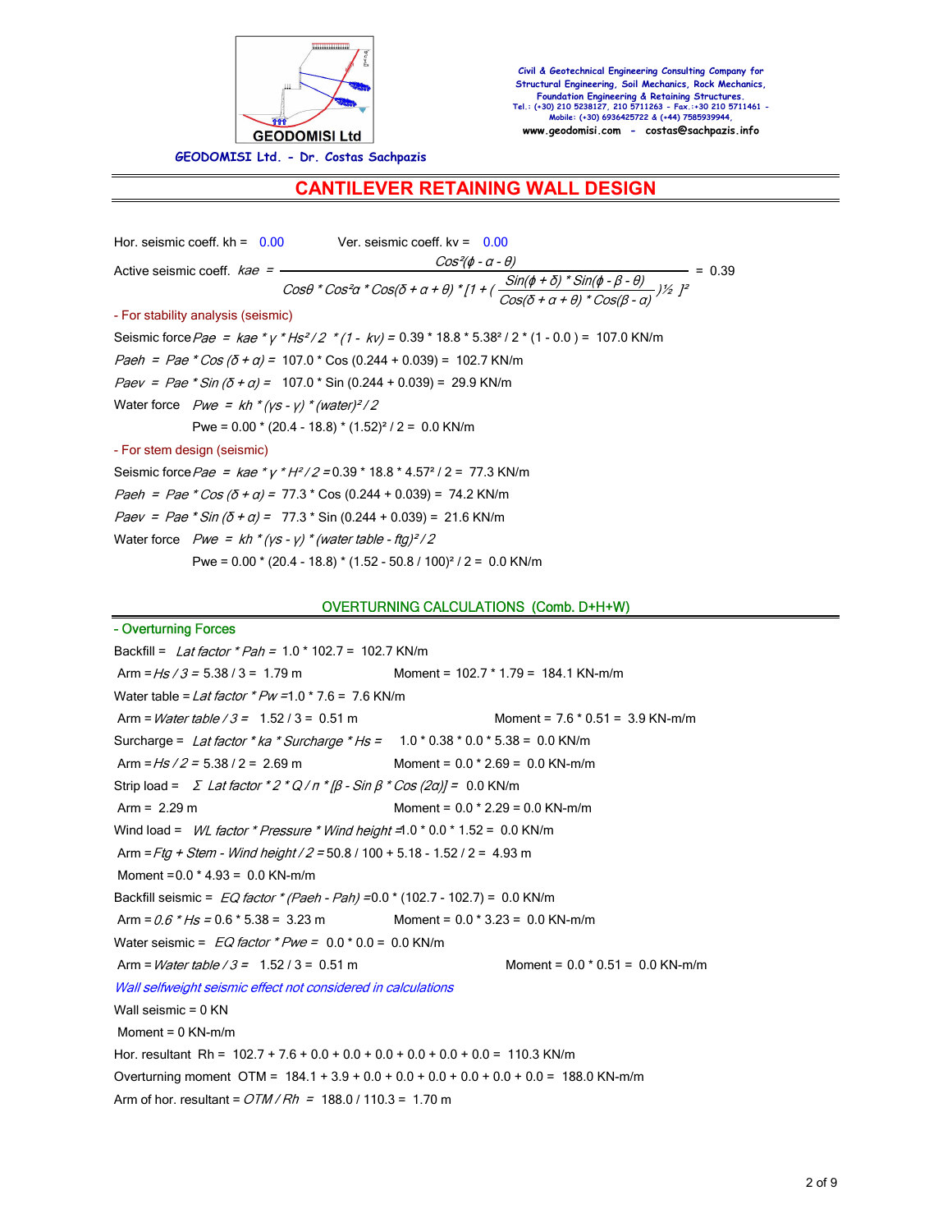GEODOMISI Ltd. - Dr. Costas Sachpazis

Civil & Geotechnical Engineering Consulting Company for Structural Engineering, Soil Mechanics, Rock Mechanics, Foundation Engineering & Retaining Structures.
Tel.: (+30) 210 5238127, 210 5711263 - Fax.:+30 210 5711461 - Mobile: (+30) 6936425722 & (+44) 7585939944,
www.geodomisi.com - costas@sachpazis.info

# CANTILEVER RETAINING WALL DESIGN

Hor. seismic coeff. kh = 0.00 Ver. seismic coeff. kv = 0.00

Active seismic coeff. $kae = \dfrac{Cos^2(\phi - \alpha - \theta)}{Cos\theta \cdot Cos^2\alpha \cdot Cos(\delta + \alpha + \theta) \cdot [1 + (\dfrac{Sin(\phi + \delta) \cdot Sin(\phi - \beta - \theta)}{Cos(\delta + \alpha + \theta) \cdot Cos(\beta - \alpha)})^{1/2}]^2} = 0.39$

- For stability analysis (seismic)

Seismic force $Pae = kae \cdot \gamma \cdot Hs^2/2 \cdot (1 - kv)$ = 0.39 * 18.8 * 5.38² / 2 * (1 - 0.0 ) = 107.0 KN/m

$Paeh = Pae \cdot Cos(\delta + \alpha)$ = 107.0 * Cos (0.244 + 0.039) = 102.7 KN/m

$Paev = Pae \cdot Sin(\delta + \alpha)$ = 107.0 * Sin (0.244 + 0.039) = 29.9 KN/m

Water force $Pwe = kh \cdot (\gamma s - \gamma) \cdot (water)^2/2$

Pwe = 0.00 * (20.4 - 18.8) * (1.52)² / 2 = 0.0 KN/m

- For stem design (seismic)

Seismic force $Pae = kae \cdot \gamma \cdot H^2/2$ = 0.39 * 18.8 * 4.57² / 2 = 77.3 KN/m

$Paeh = Pae \cdot Cos(\delta + \alpha)$ = 77.3 * Cos (0.244 + 0.039) = 74.2 KN/m

$Paev = Pae \cdot Sin(\delta + \alpha)$ = 77.3 * Sin (0.244 + 0.039) = 21.6 KN/m

Water force $Pwe = kh \cdot (\gamma s - \gamma) \cdot (water\ table - ftg)^2/2$

Pwe = 0.00 * (20.4 - 18.8) * (1.52 - 50.8 / 100)² / 2 = 0.0 KN/m

## OVERTURNING CALCULATIONS (Comb. D+H+W)

- Overturning Forces

Backfill = *Lat factor * Pah* = 1.0 * 102.7 = 102.7 KN/m

Arm = *Hs / 3* = 5.38 / 3 = 1.79 m Moment = 102.7 * 1.79 = 184.1 KN-m/m

Water table = *Lat factor * Pw* = 1.0 * 7.6 = 7.6 KN/m

Arm = *Water table / 3* = 1.52 / 3 = 0.51 m Moment = 7.6 * 0.51 = 3.9 KN-m/m

Surcharge = *Lat factor * ka * Surcharge * Hs* = 1.0 * 0.38 * 0.0 * 5.38 = 0.0 KN/m

Arm = *Hs / 2* = 5.38 / 2 = 2.69 m Moment = 0.0 * 2.69 = 0.0 KN-m/m

Strip load = *Σ Lat factor * 2 * Q / π * [β - Sin β * Cos (2α)]* = 0.0 KN/m

Arm = 2.29 m Moment = 0.0 * 2.29 = 0.0 KN-m/m

Wind load = *WL factor * Pressure * Wind height* = 1.0 * 0.0 * 1.52 = 0.0 KN/m

Arm = *Ftg + Stem - Wind height / 2* = 50.8 / 100 + 5.18 - 1.52 / 2 = 4.93 m

Moment = 0.0 * 4.93 = 0.0 KN-m/m

Backfill seismic = *EQ factor * (Paeh - Pah)* = 0.0 * (102.7 - 102.7) = 0.0 KN/m

Arm = *0.6 * Hs* = 0.6 * 5.38 = 3.23 m Moment = 0.0 * 3.23 = 0.0 KN-m/m

Water seismic = *EQ factor * Pwe* = 0.0 * 0.0 = 0.0 KN/m

Arm = *Water table / 3* = 1.52 / 3 = 0.51 m Moment = 0.0 * 0.51 = 0.0 KN-m/m

*Wall selfweight seismic effect not considered in calculations*

Wall seismic = 0 KN

Moment = 0 KN-m/m

Hor. resultant Rh = 102.7 + 7.6 + 0.0 + 0.0 + 0.0 + 0.0 + 0.0 + 0.0 = 110.3 KN/m

Overturning moment OTM = 184.1 + 3.9 + 0.0 + 0.0 + 0.0 + 0.0 + 0.0 + 0.0 = 188.0 KN-m/m

Arm of hor. resultant = *OTM / Rh* = 188.0 / 110.3 = 1.70 m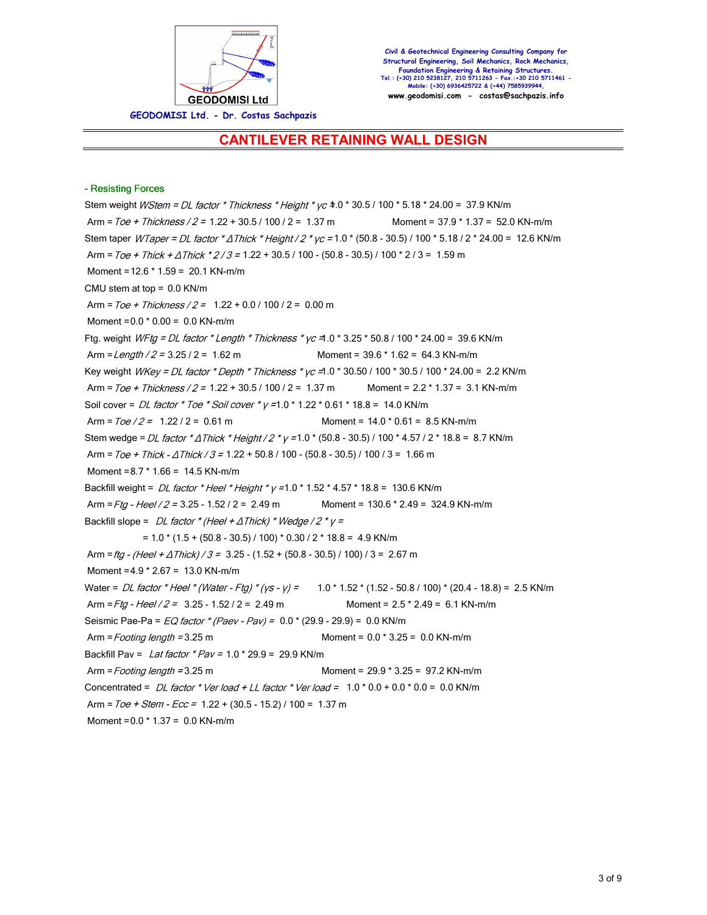## CANTILEVER RETAINING WALL DESIGN

### - Resisting Forces

Stem weight *WStem = DL factor * Thickness * Height * γc* = 1.0 * 30.5 / 100 * 5.18 * 24.00 = 37.9 KN/m

Arm = *Toe + Thickness / 2* = 1.22 + 30.5 / 100 / 2 = 1.37 m  Moment = 37.9 * 1.37 = 52.0 KN-m/m

Stem taper *WTaper = DL factor * ΔThick * Height / 2 * γc* = 1.0 * (50.8 - 30.5) / 100 * 5.18 / 2 * 24.00 = 12.6 KN/m

Arm = *Toe + Thick + ΔThick * 2 / 3* = 1.22 + 30.5 / 100 - (50.8 - 30.5) / 100 * 2 / 3 = 1.59 m

Moment = 12.6 * 1.59 = 20.1 KN-m/m

CMU stem at top = 0.0 KN/m

Arm = *Toe + Thickness / 2* = 1.22 + 0.0 / 100 / 2 = 0.00 m

Moment = 0.0 * 0.00 = 0.0 KN-m/m

Ftg. weight *WFtg = DL factor * Length * Thickness * γc* = 1.0 * 3.25 * 50.8 / 100 * 24.00 = 39.6 KN/m

Arm = *Length / 2* = 3.25 / 2 = 1.62 m  Moment = 39.6 * 1.62 = 64.3 KN-m/m

Key weight *WKey = DL factor * Depth * Thickness * γc* = 1.0 * 30.50 / 100 * 30.5 / 100 * 24.00 = 2.2 KN/m

Arm = *Toe + Thickness / 2* = 1.22 + 30.5 / 100 / 2 = 1.37 m  Moment = 2.2 * 1.37 = 3.1 KN-m/m

Soil cover = *DL factor * Toe * Soil cover * γ* = 1.0 * 1.22 * 0.61 * 18.8 = 14.0 KN/m

Arm = *Toe / 2* = 1.22 / 2 = 0.61 m  Moment = 14.0 * 0.61 = 8.5 KN-m/m

Stem wedge = *DL factor * ΔThick * Height / 2 * γ* = 1.0 * (50.8 - 30.5) / 100 * 4.57 / 2 * 18.8 = 8.7 KN/m

Arm = *Toe + Thick - ΔThick / 3* = 1.22 + 50.8 / 100 - (50.8 - 30.5) / 100 / 3 = 1.66 m

Moment = 8.7 * 1.66 = 14.5 KN-m/m

Backfill weight = *DL factor * Heel * Height * γ* = 1.0 * 1.52 * 4.57 * 18.8 = 130.6 KN/m

Arm = *Ftg - Heel / 2* = 3.25 - 1.52 / 2 = 2.49 m  Moment = 130.6 * 2.49 = 324.9 KN-m/m

Backfill slope = *DL factor * (Heel + ΔThick) * Wedge / 2 * γ* =

= 1.0 * (1.5 + (50.8 - 30.5) / 100) * 0.30 / 2 * 18.8 = 4.9 KN/m

Arm = *ftg - (Heel + ΔThick) / 3* = 3.25 - (1.52 + (50.8 - 30.5) / 100) / 3 = 2.67 m

Moment = 4.9 * 2.67 = 13.0 KN-m/m

Water = *DL factor * Heel * (Water - Ftg) * (γs - γ)* = 1.0 * 1.52 * (1.52 - 50.8 / 100) * (20.4 - 18.8) = 2.5 KN/m

Arm = *Ftg - Heel / 2* = 3.25 - 1.52 / 2 = 2.49 m  Moment = 2.5 * 2.49 = 6.1 KN-m/m

Seismic Pae-Pa = *EQ factor * (Paev - Pav)* = 0.0 * (29.9 - 29.9) = 0.0 KN/m

Arm = *Footing length* = 3.25 m  Moment = 0.0 * 3.25 = 0.0 KN-m/m

Backfill Pav = *Lat factor * Pav* = 1.0 * 29.9 = 29.9 KN/m

Arm = *Footing length* = 3.25 m  Moment = 29.9 * 3.25 = 97.2 KN-m/m

Concentrated = *DL factor * Ver load + LL factor * Ver load* = 1.0 * 0.0 + 0.0 * 0.0 = 0.0 KN/m

Arm = *Toe + Stem - Ecc* = 1.22 + (30.5 - 15.2) / 100 = 1.37 m

Moment = 0.0 * 1.37 = 0.0 KN-m/m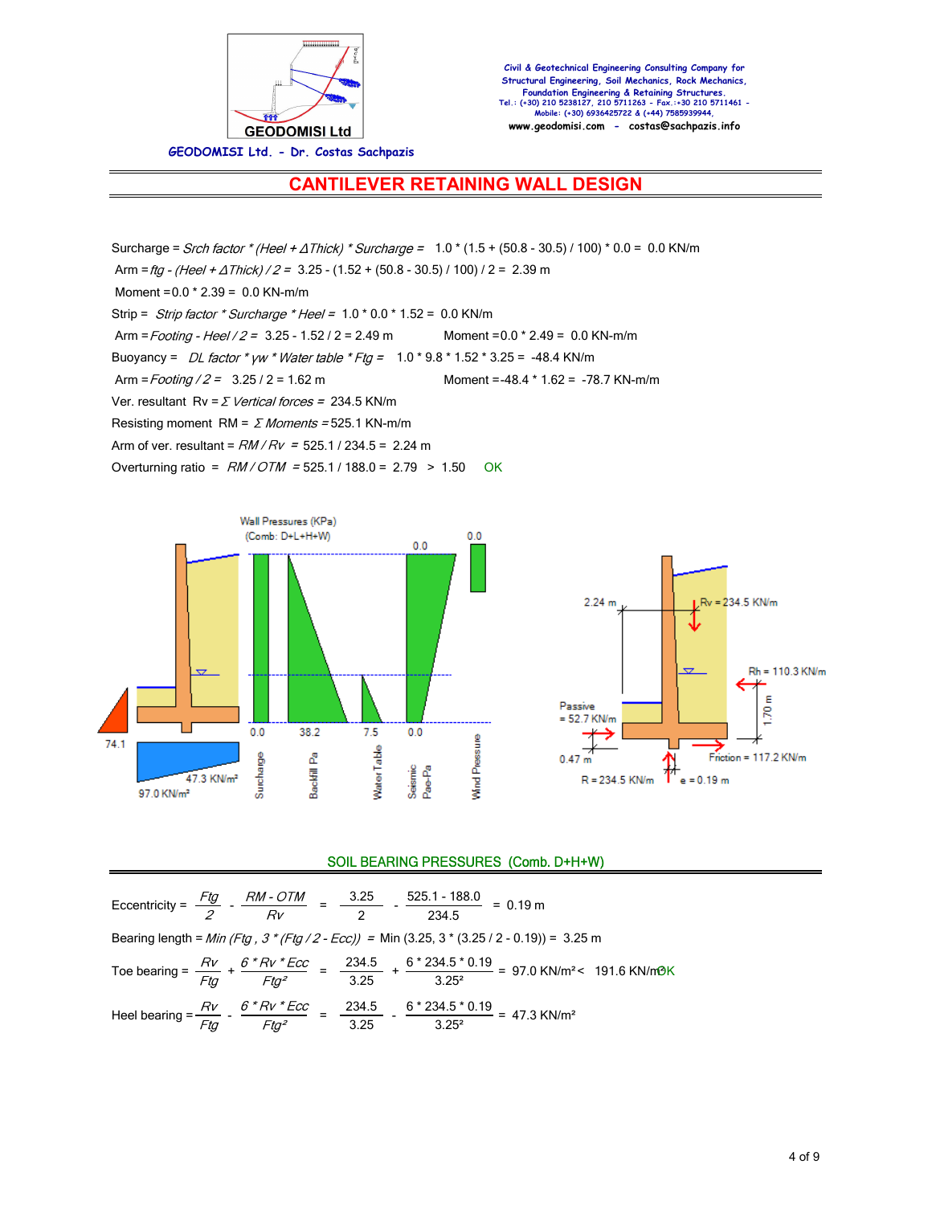# CANTILEVER RETAINING WALL DESIGN

Surcharge = *Srch factor \* (Heel + ΔThick) \* Surcharge =* 1.0 \* (1.5 + (50.8 - 30.5) / 100) \* 0.0 = 0.0 KN/m

Arm = *ftg - (Heel + ΔThick) / 2 =* 3.25 - (1.52 + (50.8 - 30.5) / 100) / 2 = 2.39 m

Moment = 0.0 \* 2.39 = 0.0 KN-m/m

Strip = *Strip factor \* Surcharge \* Heel =* 1.0 \* 0.0 \* 1.52 = 0.0 KN/m

Arm = *Footing - Heel / 2 =* 3.25 - 1.52 / 2 = 2.49 m    Moment = 0.0 \* 2.49 = 0.0 KN-m/m

Buoyancy = *DL factor \* γw \* Water table \* Ftg =* 1.0 \* 9.8 \* 1.52 \* 3.25 = -48.4 KN/m

Arm = *Footing / 2 =* 3.25 / 2 = 1.62 m    Moment = -48.4 \* 1.62 = -78.7 KN-m/m

Ver. resultant Rv = *Σ Vertical forces =* 234.5 KN/m

Resisting moment RM = *Σ Moments =* 525.1 KN-m/m

Arm of ver. resultant = *RM / Rv =* 525.1 / 234.5 = 2.24 m

Overturning ratio = *RM / OTM =* 525.1 / 188.0 = 2.79 > 1.50 OK

Wall Pressures (KPa)
(Comb: D+L+H+W)

## SOIL BEARING PRESSURES (Comb. D+H+W)

$$\text{Eccentricity} = \frac{Ftg}{2} - \frac{RM - OTM}{Rv} = \frac{3.25}{2} - \frac{525.1 - 188.0}{234.5} = 0.19\text{ m}$$

Bearing length = *Min (Ftg , 3 \* (Ftg / 2 - Ecc))* = Min (3.25, 3 \* (3.25 / 2 - 0.19)) = 3.25 m

$$\text{Toe bearing} = \frac{Rv}{Ftg} + \frac{6 * Rv * Ecc}{Ftg^2} = \frac{234.5}{3.25} + \frac{6 * 234.5 * 0.19}{3.25^2} = 97.0\text{ KN/m}^2 < 191.6\text{ KN/m}^2$$ OK

$$\text{Heel bearing} = \frac{Rv}{Ftg} - \frac{6 * Rv * Ecc}{Ftg^2} = \frac{234.5}{3.25} - \frac{6 * 234.5 * 0.19}{3.25^2} = 47.3\text{ KN/m}^2$$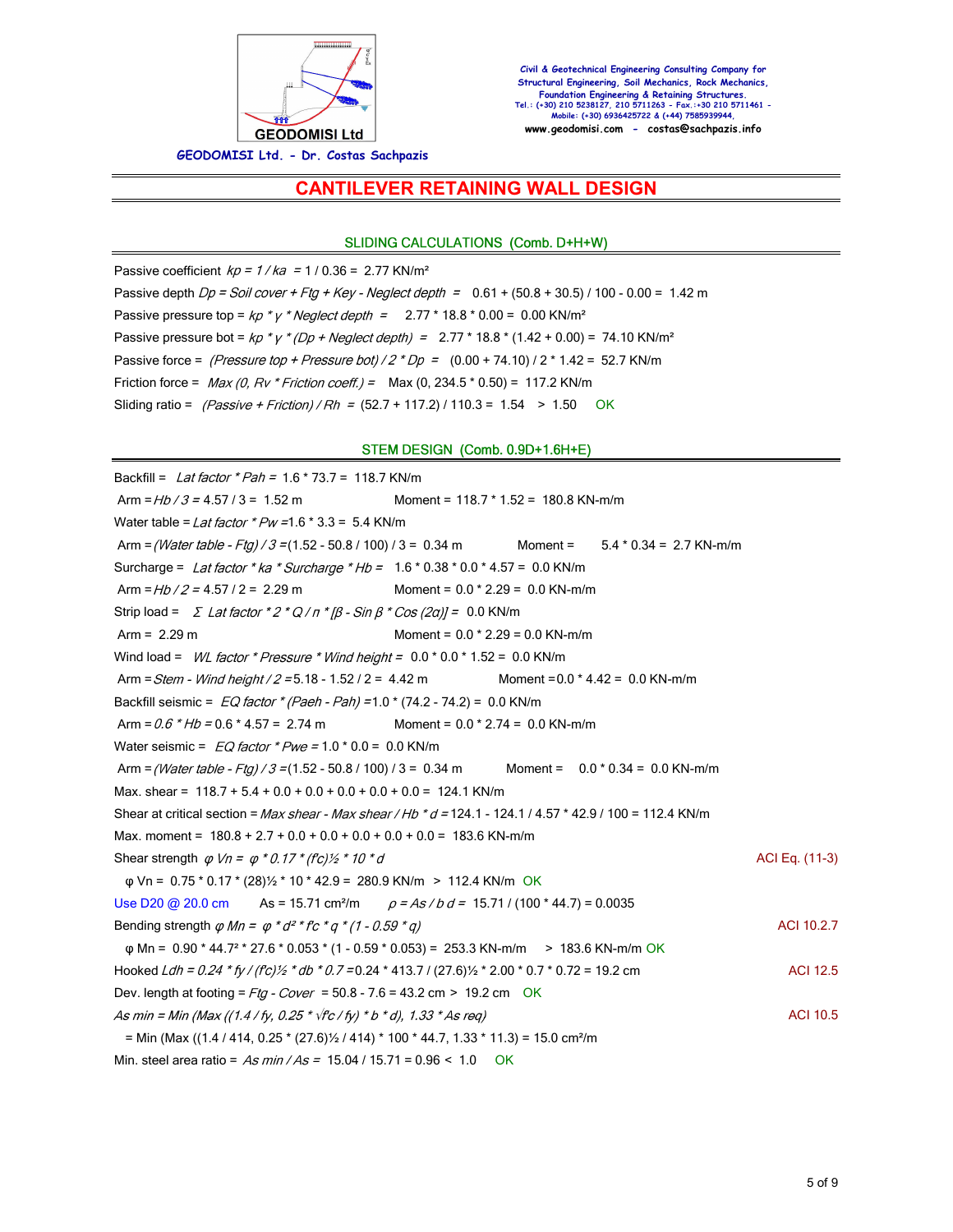# CANTILEVER RETAINING WALL DESIGN

## SLIDING CALCULATIONS (Comb. D+H+W)

Passive coefficient *kp = 1 / ka* = 1 / 0.36 = 2.77 KN/m²

Passive depth *Dp = Soil cover + Ftg + Key - Neglect depth* = 0.61 + (50.8 + 30.5) / 100 - 0.00 = 1.42 m

Passive pressure top = *kp * γ * Neglect depth* = 2.77 * 18.8 * 0.00 = 0.00 KN/m²

Passive pressure bot = *kp * γ * (Dp + Neglect depth)* = 2.77 * 18.8 * (1.42 + 0.00) = 74.10 KN/m²

Passive force = *(Pressure top + Pressure bot) / 2 * Dp* = (0.00 + 74.10) / 2 * 1.42 = 52.7 KN/m

Friction force = *Max (0, Rv * Friction coeff.)* = Max (0, 234.5 * 0.50) = 117.2 KN/m

Sliding ratio = *(Passive + Friction) / Rh* = (52.7 + 117.2) / 110.3 = 1.54 > 1.50 OK

## STEM DESIGN (Comb. 0.9D+1.6H+E)

Backfill = *Lat factor * Pah* = 1.6 * 73.7 = 118.7 KN/m

Arm = *Hb / 3* = 4.57 / 3 = 1.52 m — Moment = 118.7 * 1.52 = 180.8 KN-m/m

Water table = *Lat factor * Pw* = 1.6 * 3.3 = 5.4 KN/m

Arm = *(Water table - Ftg) / 3* = (1.52 - 50.8 / 100) / 3 = 0.34 m — Moment = 5.4 * 0.34 = 2.7 KN-m/m

Surcharge = *Lat factor * ka * Surcharge * Hb* = 1.6 * 0.38 * 0.0 * 4.57 = 0.0 KN/m

Arm = *Hb / 2* = 4.57 / 2 = 2.29 m — Moment = 0.0 * 2.29 = 0.0 KN-m/m

Strip load = *Σ Lat factor * 2 * Q / π * [β - Sin β * Cos (2α)]* = 0.0 KN/m

Arm = 2.29 m — Moment = 0.0 * 2.29 = 0.0 KN-m/m

Wind load = *WL factor * Pressure * Wind height* = 0.0 * 0.0 * 1.52 = 0.0 KN/m

Arm = *Stem - Wind height / 2* = 5.18 - 1.52 / 2 = 4.42 m — Moment = 0.0 * 4.42 = 0.0 KN-m/m

Backfill seismic = *EQ factor * (Paeh - Pah)* = 1.0 * (74.2 - 74.2) = 0.0 KN/m

Arm = *0.6 * Hb* = 0.6 * 4.57 = 2.74 m — Moment = 0.0 * 2.74 = 0.0 KN-m/m

Water seismic = *EQ factor * Pwe* = 1.0 * 0.0 = 0.0 KN/m

Arm = *(Water table - Ftg) / 3* = (1.52 - 50.8 / 100) / 3 = 0.34 m — Moment = 0.0 * 0.34 = 0.0 KN-m/m

Max. shear = 118.7 + 5.4 + 0.0 + 0.0 + 0.0 + 0.0 + 0.0 = 124.1 KN/m

Shear at critical section = *Max shear - Max shear / Hb * d* = 124.1 - 124.1 / 4.57 * 42.9 / 100 = 112.4 KN/m

Max. moment = 180.8 + 2.7 + 0.0 + 0.0 + 0.0 + 0.0 + 0.0 = 183.6 KN-m/m

Shear strength *φ Vn = φ * 0.17 * (f'c)½ * 10 * d* — ACI Eq. (11-3)

φ Vn = 0.75 * 0.17 * (28)½ * 10 * 42.9 = 280.9 KN/m > 112.4 KN/m OK

Use D20 @ 20.0 cm — As = 15.71 cm²/m — *ρ = As / b d* = 15.71 / (100 * 44.7) = 0.0035

Bending strength *φ Mn = φ * d² * f'c * q * (1 - 0.59 * q)* — ACI 10.2.7

φ Mn = 0.90 * 44.7² * 27.6 * 0.053 * (1 - 0.59 * 0.053) = 253.3 KN-m/m > 183.6 KN-m/m OK

Hooked *Ldh = 0.24 * fy / (f'c)½ * db * 0.7* = 0.24 * 413.7 / (27.6)½ * 2.00 * 0.7 * 0.72 = 19.2 cm — ACI 12.5

Dev. length at footing = *Ftg - Cover* = 50.8 - 7.6 = 43.2 cm > 19.2 cm OK

*As min = Min (Max ((1.4 / fy, 0.25 * √f'c / fy) * b * d), 1.33 * As req)* — ACI 10.5

= Min (Max ((1.4 / 414, 0.25 * (27.6)½ / 414) * 100 * 44.7, 1.33 * 11.3) = 15.0 cm²/m

Min. steel area ratio = *As min / As* = 15.04 / 15.71 = 0.96 < 1.0 OK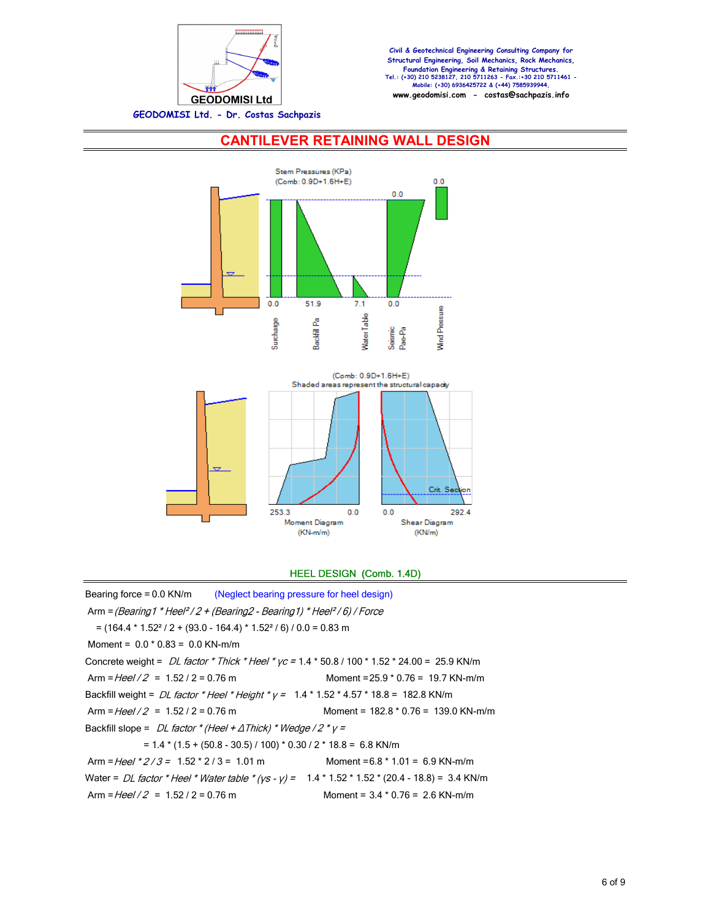# CANTILEVER RETAINING WALL DESIGN

Stem Pressures (KPa)
(Comb: 0.9D+1.6H+E)

0.0 | 51.9 | 7.1 | 0.0 | 0.0 | 0.0 | 0.0

Surcharge | Backfill Pa | Water Table | Seismic Pae-Pa | Wind Pressure

(Comb: 0.9D+1.6H+E)
Shaded areas represent the structural capacity

253.3 | 0.0 — Moment Diagram (KN-m/m)

0.0 | 292.4 — Shear Diagram (KN/m)

Crit. Section

## HEEL DESIGN (Comb. 1.4D)

Bearing force = 0.0 KN/m (Neglect bearing pressure for heel design)

Arm = *(Bearing1 * Heel² / 2 + (Bearing2 - Bearing1) * Heel² / 6) / Force*

= (164.4 * 1.52² / 2 + (93.0 - 164.4) * 1.52² / 6) / 0.0 = 0.83 m

Moment = 0.0 * 0.83 = 0.0 KN-m/m

Concrete weight = *DL factor * Thick * Heel * γc* = 1.4 * 50.8 / 100 * 1.52 * 24.00 = 25.9 KN/m

Arm = *Heel / 2* = 1.52 / 2 = 0.76 m     Moment = 25.9 * 0.76 = 19.7 KN-m/m

Backfill weight = *DL factor * Heel * Height * γ* = 1.4 * 1.52 * 4.57 * 18.8 = 182.8 KN/m

Arm = *Heel / 2* = 1.52 / 2 = 0.76 m     Moment = 182.8 * 0.76 = 139.0 KN-m/m

Backfill slope = *DL factor * (Heel + ΔThick) * Wedge / 2 * γ* =

= 1.4 * (1.5 + (50.8 - 30.5) / 100) * 0.30 / 2 * 18.8 = 6.8 KN/m

Arm = *Heel * 2 / 3* = 1.52 * 2 / 3 = 1.01 m     Moment = 6.8 * 1.01 = 6.9 KN-m/m

Water = *DL factor * Heel * Water table * (γs - γ)* = 1.4 * 1.52 * 1.52 * (20.4 - 18.8) = 3.4 KN/m

Arm = *Heel / 2* = 1.52 / 2 = 0.76 m     Moment = 3.4 * 0.76 = 2.6 KN-m/m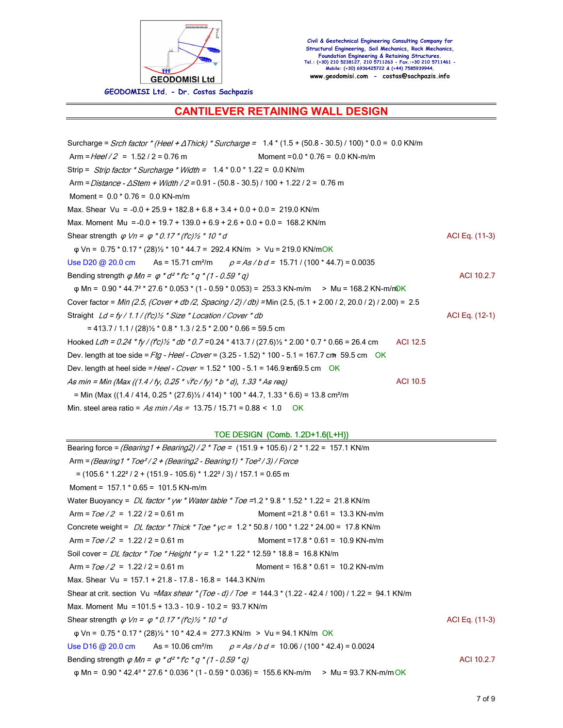# CANTILEVER RETAINING WALL DESIGN

Surcharge = *Srch factor * (Heel + ΔThick) * Surcharge =* 1.4 * (1.5 + (50.8 - 30.5) / 100) * 0.0 = 0.0 KN/m

Arm = *Heel / 2* = 1.52 / 2 = 0.76 m  Moment = 0.0 * 0.76 = 0.0 KN-m/m

Strip = *Strip factor * Surcharge * Width =* 1.4 * 0.0 * 1.22 = 0.0 KN/m

Arm = *Distance - ΔStem + Width / 2* = 0.91 - (50.8 - 30.5) / 100 + 1.22 / 2 = 0.76 m

Moment = 0.0 * 0.76 = 0.0 KN-m/m

Max. Shear $V_u$ = -0.0 + 25.9 + 182.8 + 6.8 + 3.4 + 0.0 + 0.0 = 219.0 KN/m

Max. Moment $M_u$ = -0.0 + 19.7 + 139.0 + 6.9 + 2.6 + 0.0 + 0.0 = 168.2 KN/m

Shear strength $\varphi V_n = \varphi * 0.17 * (f'c)^{½} * 10 * d$  ACI Eq. (11-3)

φ Vn = 0.75 * 0.17 * (28)½ * 10 * 44.7 = 292.4 KN/m > Vu = 219.0 KN/m OK

Use D20 @ 20.0 cm  As = 15.71 cm²/m  $\rho = As / b\, d$ = 15.71 / (100 * 44.7) = 0.0035

Bending strength $\varphi M_n = \varphi * d^2 * f'c * q * (1 - 0.59 * q)$  ACI 10.2.7

φ Mn = 0.90 * 44.7² * 27.6 * 0.053 * (1 - 0.59 * 0.053) = 253.3 KN-m/m > Mu = 168.2 KN-m/m OK

Cover factor = *Min (2.5, (Cover + db /2, Spacing / 2) / db)* = Min (2.5, (5.1 + 2.00 / 2, 20.0 / 2) / 2.00) = 2.5

Straight $L_d = f_y / 1.1 / (f'c)^{½} * Size * Location / Cover * d_b$  ACI Eq. (12-1)

= 413.7 / 1.1 / (28)½ * 0.8 * 1.3 / 2.5 * 2.00 * 0.66 = 59.5 cm

Hooked $L_{dh} = 0.24 * f_y / (f'c)^{½} * d_b * 0.7$ = 0.24 * 413.7 / (27.6)½ * 2.00 * 0.7 * 0.66 = 26.4 cm  ACI 12.5

Dev. length at toe side = *Ftg - Heel - Cover* = (3.25 - 1.52) * 100 - 5.1 = 167.7 cm > 59.5 cm OK

Dev. length at heel side = *Heel - Cover* = 1.52 * 100 - 5.1 = 146.9 cm > 59.5 cm OK

$As\ min = Min\ (Max\ ((1.4 / f_y,\ 0.25 * \sqrt{f'c} / f_y) * b * d),\ 1.33 * As\ req)$  ACI 10.5

= Min (Max ((1.4 / 414, 0.25 * (27.6)½ / 414) * 100 * 44.7, 1.33 * 6.6) = 13.8 cm²/m

Min. steel area ratio = *As min / As* = 13.75 / 15.71 = 0.88 < 1.0 OK

## TOE DESIGN (Comb. 1.2D+1.6(L+H))

Bearing force = *(Bearing1 + Bearing2) / 2 * Toe =* (151.9 + 105.6) / 2 * 1.22 = 157.1 KN/m

Arm = *(Bearing1 * Toe² / 2 + (Bearing2 - Bearing1) * Toe² / 3) / Force*

= (105.6 * 1.22² / 2 + (151.9 - 105.6) * 1.22² / 3) / 157.1 = 0.65 m

Moment = 157.1 * 0.65 = 101.5 KN-m/m

Water Buoyancy = *DL factor * γw * Water table * Toe* = 1.2 * 9.8 * 1.52 * 1.22 = 21.8 KN/m

Arm = *Toe / 2* = 1.22 / 2 = 0.61 m  Moment = 21.8 * 0.61 = 13.3 KN-m/m

Concrete weight = *DL factor * Thick * Toe * γc =* 1.2 * 50.8 / 100 * 1.22 * 24.00 = 17.8 KN/m

Arm = *Toe / 2* = 1.22 / 2 = 0.61 m  Moment = 17.8 * 0.61 = 10.9 KN-m/m

Soil cover = *DL factor * Toe * Height * γ =* 1.2 * 1.22 * 12.59 * 18.8 = 16.8 KN/m

Arm = *Toe / 2* = 1.22 / 2 = 0.61 m  Moment = 16.8 * 0.61 = 10.2 KN-m/m

Max. Shear $V_u$ = 157.1 + 21.8 - 17.8 - 16.8 = 144.3 KN/m

Shear at crit. section $V_u$ = *Max shear * (Toe - d) / Toe* = 144.3 * (1.22 - 42.4 / 100) / 1.22 = 94.1 KN/m

Max. Moment $M_u$ = 101.5 + 13.3 - 10.9 - 10.2 = 93.7 KN/m

Shear strength $\varphi V_n = \varphi * 0.17 * (f'c)^{½} * 10 * d$  ACI Eq. (11-3)

φ Vn = 0.75 * 0.17 * (28)½ * 10 * 42.4 = 277.3 KN/m > Vu = 94.1 KN/m OK

Use D16 @ 20.0 cm  As = 10.06 cm²/m  $\rho = As / b\, d$ = 10.06 / (100 * 42.4) = 0.0024

Bending strength $\varphi M_n = \varphi * d^2 * f'c * q * (1 - 0.59 * q)$  ACI 10.2.7

φ Mn = 0.90 * 42.4² * 27.6 * 0.036 * (1 - 0.59 * 0.036) = 155.6 KN-m/m > Mu = 93.7 KN-m/m OK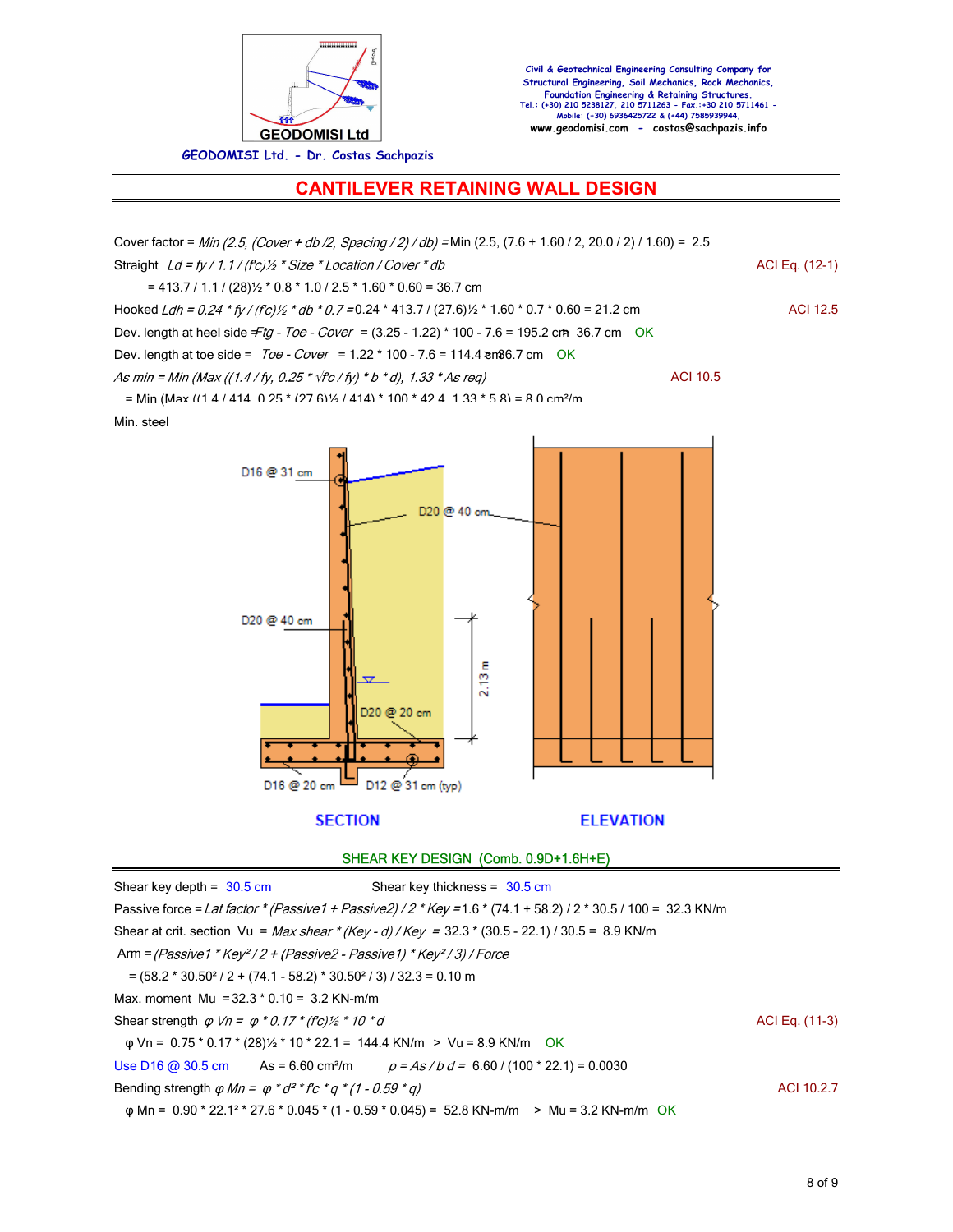# CANTILEVER RETAINING WALL DESIGN

Cover factor = *Min (2.5, (Cover + db /2, Spacing / 2) / db)* = Min (2.5, (7.6 + 1.60 / 2, 20.0 / 2) / 1.60) = 2.5

Straight *Ld = fy / 1.1 / (f'c)½ * Size * Location / Cover * db* — ACI Eq. (12-1)

= 413.7 / 1.1 / (28)½ * 0.8 * 1.0 / 2.5 * 1.60 * 0.60 = 36.7 cm

Hooked *Ldh = 0.24 * fy / (f'c)½ * db * 0.7* = 0.24 * 413.7 / (27.6)½ * 1.60 * 0.7 * 0.60 = 21.2 cm — ACI 12.5

Dev. length at heel side = *Ftg - Toe - Cover* = (3.25 - 1.22) * 100 - 7.6 = 195.2 cm > 36.7 cm OK

Dev. length at toe side = *Toe - Cover* = 1.22 * 100 - 7.6 = 114.4 cm > 36.7 cm OK

*As min = Min (Max ((1.4 / fy, 0.25 * √f'c / fy) * b * d), 1.33 * As req)* — ACI 10.5

= Min (Max ((1.4 / 414, 0.25 * (27.6)½ / 414) * 100 * 42.4, 1.33 * 5.8) = 8.0 cm²/m

Min. steel

SECTION — ELEVATION

(Section labels: D16 @ 31 cm; D20 @ 40 cm; D20 @ 40 cm; D20 @ 20 cm; 2.13 m; D16 @ 20 cm; D12 @ 31 cm (typ))

## SHEAR KEY DESIGN (Comb. 0.9D+1.6H+E)

Shear key depth = 30.5 cm — Shear key thickness = 30.5 cm

Passive force = *Lat factor * (Passive1 + Passive2) / 2 * Key* = 1.6 * (74.1 + 58.2) / 2 * 30.5 / 100 = 32.3 KN/m

Shear at crit. section Vu = *Max shear * (Key - d) / Key* = 32.3 * (30.5 - 22.1) / 30.5 = 8.9 KN/m

Arm = *(Passive1 * Key² / 2 + (Passive2 - Passive1) * Key² / 3) / Force*

= (58.2 * 30.50² / 2 + (74.1 - 58.2) * 30.50² / 3) / 32.3 = 0.10 m

Max. moment Mu = 32.3 * 0.10 = 3.2 KN-m/m

Shear strength *φ Vn = φ * 0.17 * (f'c)½ * 10 * d* — ACI Eq. (11-3)

φ Vn = 0.75 * 0.17 * (28)½ * 10 * 22.1 = 144.4 KN/m > Vu = 8.9 KN/m OK

Use D16 @ 30.5 cm — As = 6.60 cm²/m — *ρ = As / b d* = 6.60 / (100 * 22.1) = 0.0030

Bending strength *φ Mn = φ * d² * f'c * q * (1 - 0.59 * q)* — ACI 10.2.7

φ Mn = 0.90 * 22.1² * 27.6 * 0.045 * (1 - 0.59 * 0.045) = 52.8 KN-m/m > Mu = 3.2 KN-m/m OK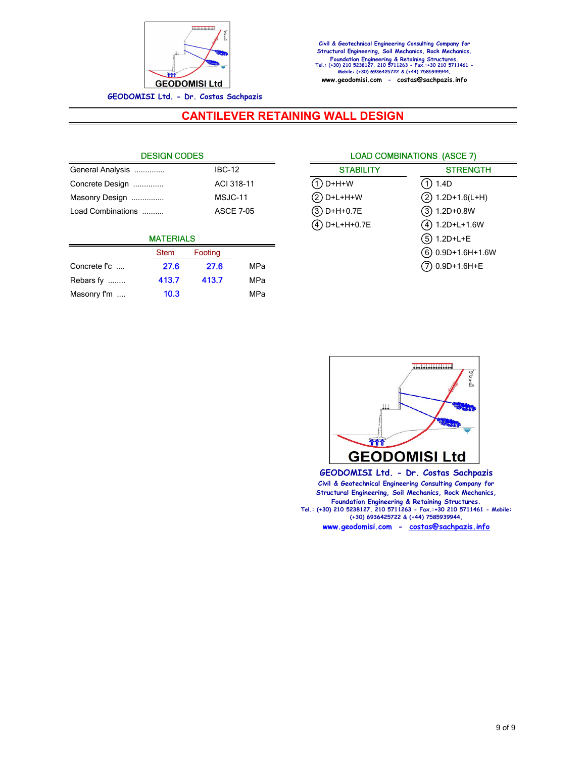GEODOMISI Ltd

GEODOMISI Ltd. - Dr. Costas Sachpazis

Civil & Geotechnical Engineering Consulting Company for Structural Engineering, Soil Mechanics, Rock Mechanics, Foundation Engineering & Retaining Structures.
Tel.: (+30) 210 5238127, 210 5711263 - Fax.:+30 210 5711461 - Mobile: (+30) 6936425722 & (+44) 7585939944,
www.geodomisi.com - costas@sachpazis.info

# CANTILEVER RETAINING WALL DESIGN

## DESIGN CODES

| | |
|---|---|
| General Analysis ............. | IBC-12 |
| Concrete Design ............. | ACI 318-11 |
| Masonry Design ............... | MSJC-11 |
| Load Combinations .......... | ASCE 7-05 |

## MATERIALS

| | Stem | Footing | |
|---|---|---|---|
| Concrete f'c .... | 27.6 | 27.6 | MPa |
| Rebars fy ........ | 413.7 | 413.7 | MPa |
| Masonry f'm .... | 10.3 | | MPa |

## LOAD COMBINATIONS (ASCE 7)

| STABILITY | STRENGTH |
|---|---|
| (1) D+H+W | (1) 1.4D |
| (2) D+L+H+W | (2) 1.2D+1.6(L+H) |
| (3) D+H+0.7E | (3) 1.2D+0.8W |
| (4) D+L+H+0.7E | (4) 1.2D+L+1.6W |
| | (5) 1.2D+L+E |
| | (6) 0.9D+1.6H+1.6W |
| | (7) 0.9D+1.6H+E |

GEODOMISI Ltd

GEODOMISI Ltd. - Dr. Costas Sachpazis

Civil & Geotechnical Engineering Consulting Company for Structural Engineering, Soil Mechanics, Rock Mechanics, Foundation Engineering & Retaining Structures.
Tel.: (+30) 210 5238127, 210 5711263 - Fax.:+30 210 5711461 - Mobile: (+30) 6936425722 & (+44) 7585939944,
www.geodomisi.com - costas@sachpazis.info